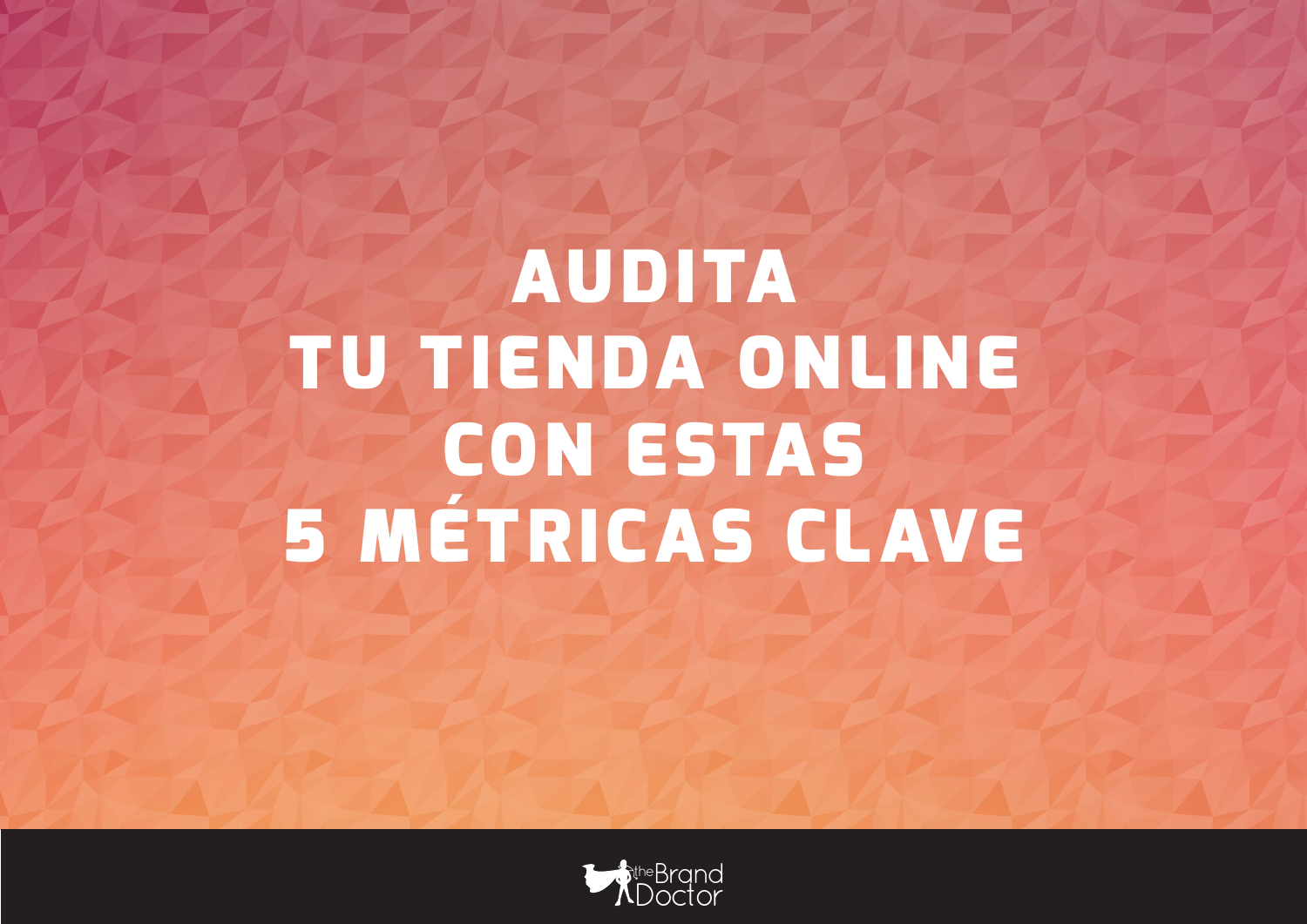# AUDITA TU TIENDA ONLINE CON ESTAS 5 MÉTRICAS CLAVE

theBrand Doctor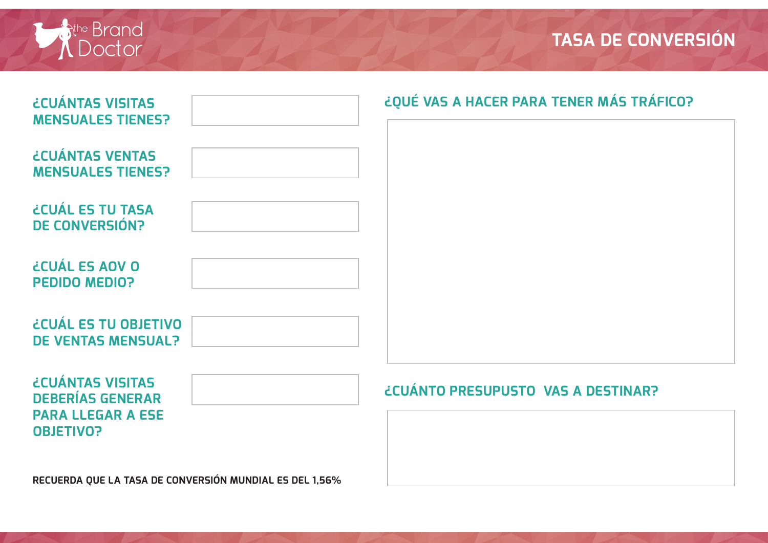# TASA DE CONVERSIÓN

**¿CUÁNTAS VISITAS MENSUALES TIENES?**

**¿CUÁNTAS VENTAS MENSUALES TIENES?**

**¿CUÁL ES TU TASA DE CONVERSIÓN?**

**¿CUÁL ES AOV O PEDIDO MEDIO?**

**¿CUÁL ES TU OBJETIVO DE VENTAS MENSUAL?**

**¿CUÁNTAS VISITAS DEBERÍAS GENERAR PARA LLEGAR A ESE OBJETIVO?**

**RECUERDA QUE LA TASA DE CONVERSIÓN MUNDIAL ES DEL 1,56%**

**¿QUÉ VAS A HACER PARA TENER MÁS TRÁFICO?**

**¿CUÁNTO PRESUPUSTO VAS A DESTINAR?**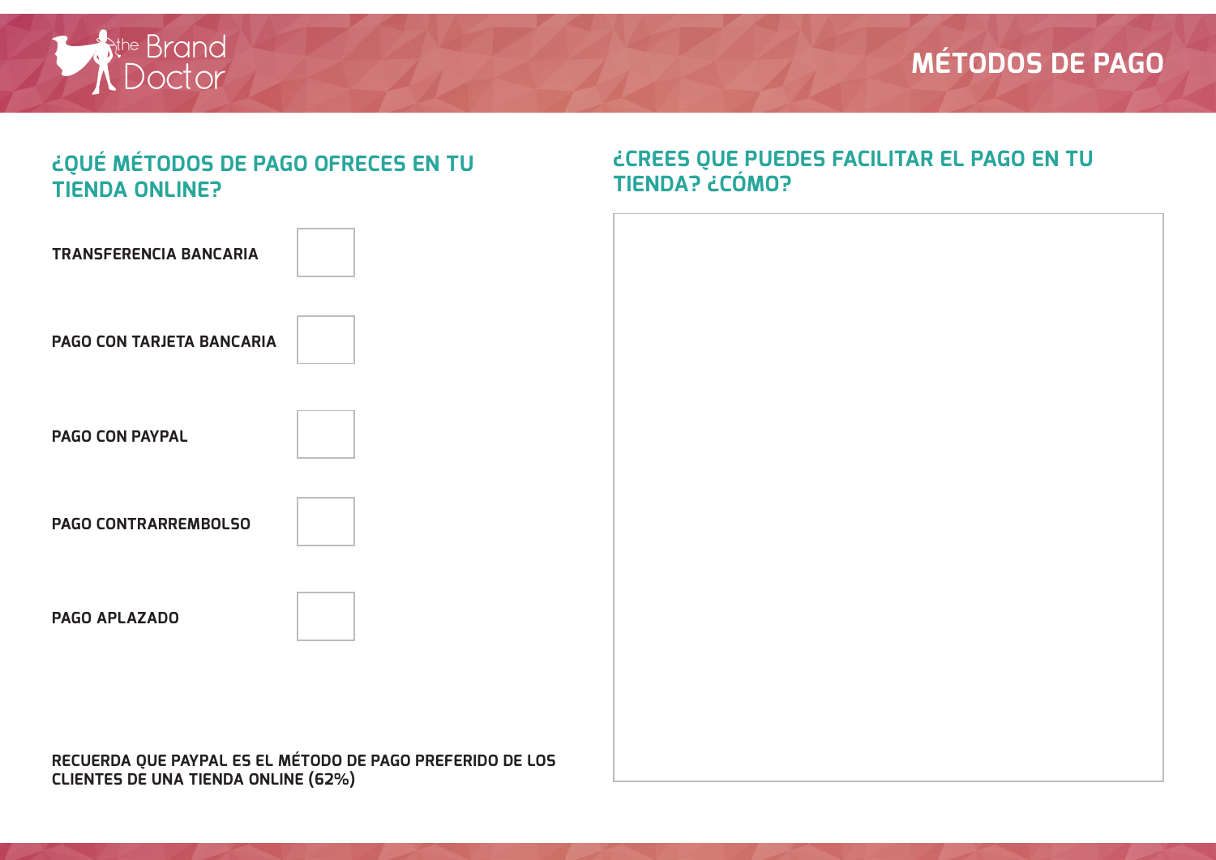# MÉTODOS DE PAGO

## ¿QUÉ MÉTODOS DE PAGO OFRECES EN TU TIENDA ONLINE?

**TRANSFERENCIA BANCARIA** ☐

**PAGO CON TARJETA BANCARIA** ☐

**PAGO CON PAYPAL** ☐

**PAGO CONTRARREMBOLSO** ☐

**PAGO APLAZADO** ☐

**RECUERDA QUE PAYPAL ES EL MÉTODO DE PAGO PREFERIDO DE LOS CLIENTES DE UNA TIENDA ONLINE (62%)**

## ¿CREES QUE PUEDES FACILITAR EL PAGO EN TU TIENDA? ¿CÓMO?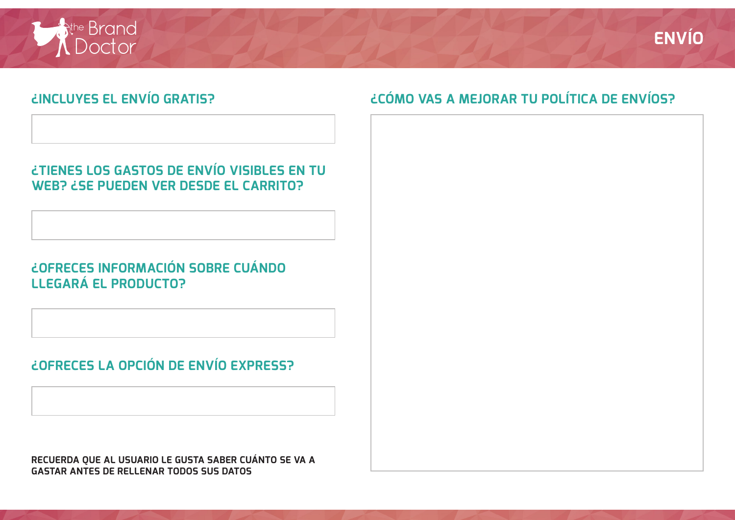# ENVÍO

## ¿INCLUYES EL ENVÍO GRATIS?

## ¿TIENES LOS GASTOS DE ENVÍO VISIBLES EN TU WEB? ¿SE PUEDEN VER DESDE EL CARRITO?

## ¿OFRECES INFORMACIÓN SOBRE CUÁNDO LLEGARÁ EL PRODUCTO?

## ¿OFRECES LA OPCIÓN DE ENVÍO EXPRESS?

**RECUERDA QUE AL USUARIO LE GUSTA SABER CUÁNTO SE VA A GASTAR ANTES DE RELLENAR TODOS SUS DATOS**

## ¿CÓMO VAS A MEJORAR TU POLÍTICA DE ENVÍOS?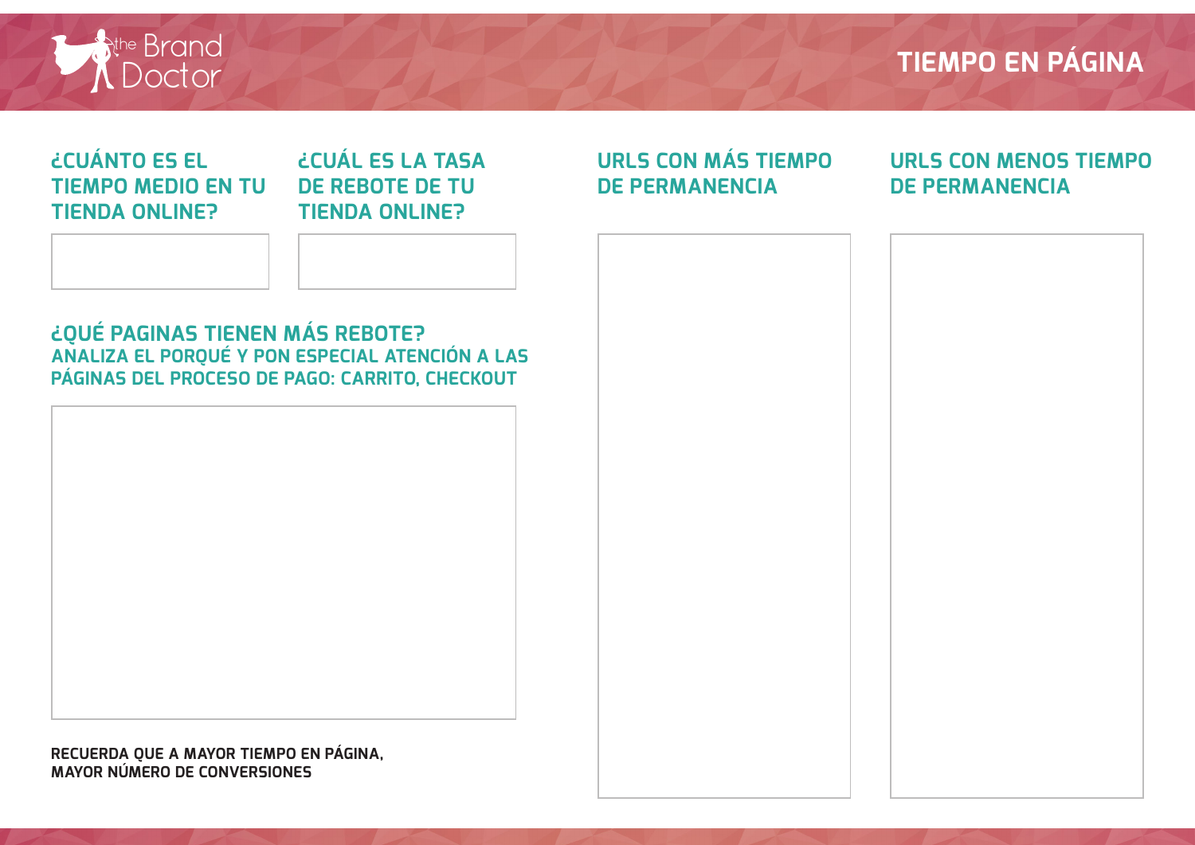# TIEMPO EN PÁGINA

## ¿CUÁNTO ES EL TIEMPO MEDIO EN TU TIENDA ONLINE?

## ¿CUÁL ES LA TASA DE REBOTE DE TU TIENDA ONLINE?

## ¿QUÉ PAGINAS TIENEN MÁS REBOTE?

### ANALIZA EL PORQUÉ Y PON ESPECIAL ATENCIÓN A LAS PÁGINAS DEL PROCESO DE PAGO: CARRITO, CHECKOUT

**RECUERDA QUE A MAYOR TIEMPO EN PÁGINA, MAYOR NÚMERO DE CONVERSIONES**

## URLS CON MÁS TIEMPO DE PERMANENCIA

## URLS CON MENOS TIEMPO DE PERMANENCIA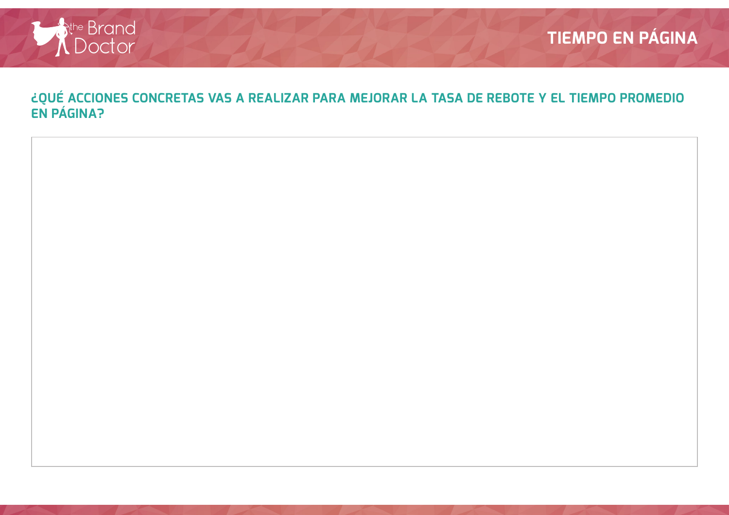# TIEMPO EN PÁGINA

## ¿QUÉ ACCIONES CONCRETAS VAS A REALIZAR PARA MEJORAR LA TASA DE REBOTE Y EL TIEMPO PROMEDIO EN PÁGINA?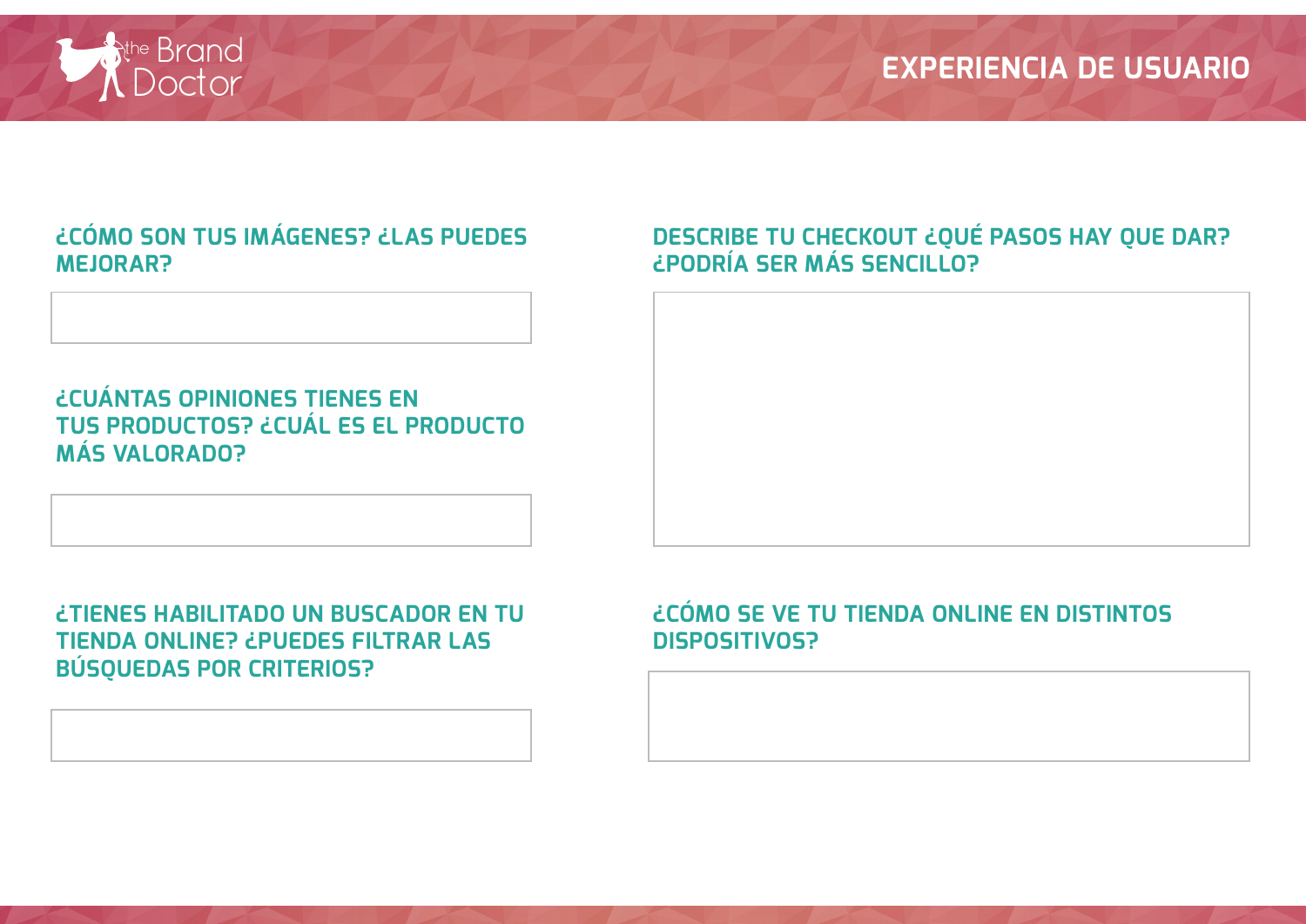# EXPERIENCIA DE USUARIO

### ¿CÓMO SON TUS IMÁGENES? ¿LAS PUEDES MEJORAR?

### ¿CUÁNTAS OPINIONES TIENES EN TUS PRODUCTOS? ¿CUÁL ES EL PRODUCTO MÁS VALORADO?

### ¿TIENES HABILITADO UN BUSCADOR EN TU TIENDA ONLINE? ¿PUEDES FILTRAR LAS BÚSQUEDAS POR CRITERIOS?

### DESCRIBE TU CHECKOUT ¿QUÉ PASOS HAY QUE DAR? ¿PODRÍA SER MÁS SENCILLO?

### ¿CÓMO SE VE TU TIENDA ONLINE EN DISTINTOS DISPOSITIVOS?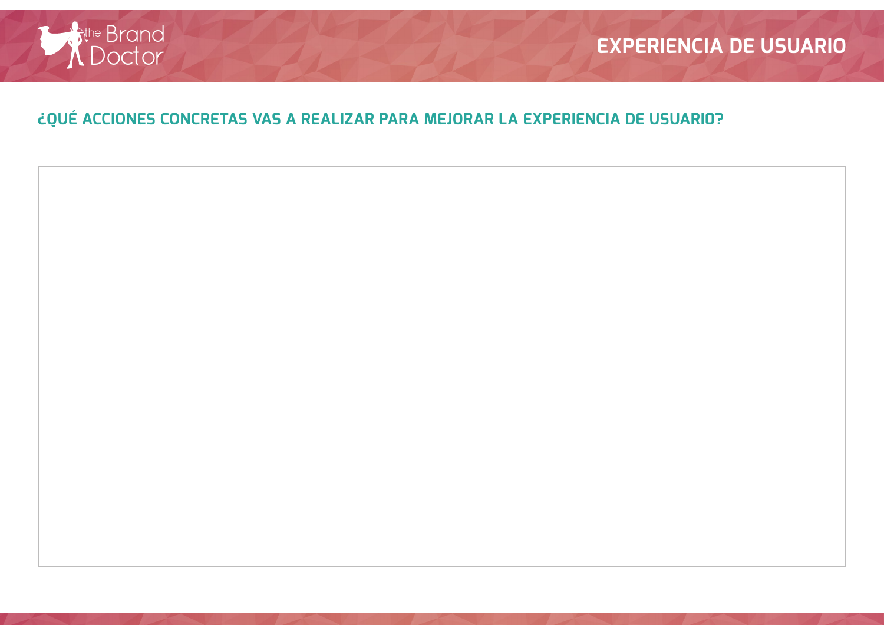## ¿QUÉ ACCIONES CONCRETAS VAS A REALIZAR PARA MEJORAR LA EXPERIENCIA DE USUARIO?